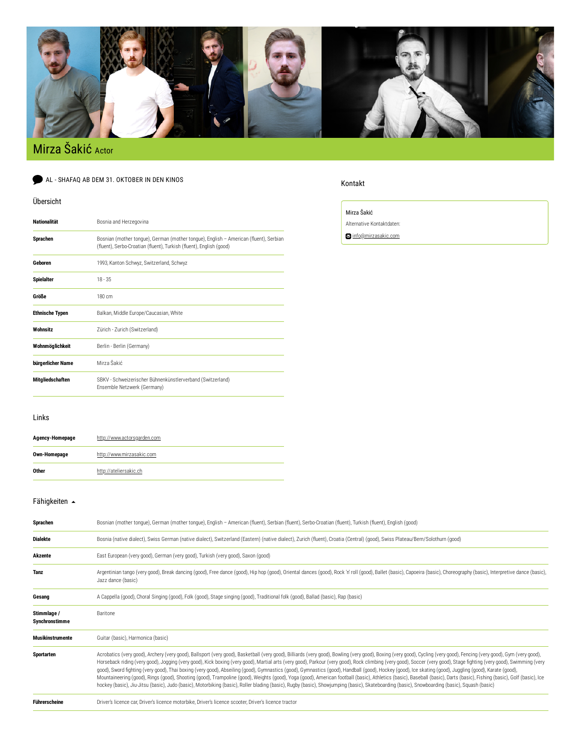# Mirza Šakić Actor

AL - SHAFAQ AB DEM 31. OKTOBER IN DEN KINOS

## Übersicht

| | |
|---|---|
| **Nationalität** | Bosnia and Herzegovina |
| **Sprachen** | Bosnian (mother tongue), German (mother tongue), English – American (fluent), Serbian (fluent), Serbo-Croatian (fluent), Turkish (fluent), English (good) |
| **Geboren** | 1993, Kanton Schwyz, Switzerland, Schwyz |
| **Spielalter** | 18 - 35 |
| **Größe** | 180 cm |
| **Ethnische Typen** | Balkan, Middle Europe/Caucasian, White |
| **Wohnsitz** | Zürich - Zurich (Switzerland) |
| **Wohnmöglichkeit** | Berlin - Berlin (Germany) |
| **bürgerlicher Name** | Mirza Šakić |
| **Mitgliedschaften** | SBKV - Schweizerischer Bühnenkünstlerverband (Switzerland)<br>Ensemble Netzwerk (Germany) |

## Kontakt

Mirza Šakić

Alternative Kontaktdaten:

info@mirzasakic.com

## Links

| | |
|---|---|
| **Agency-Homepage** | http://www.actorsgarden.com |
| **Own-Homepage** | http://www.mirzasakic.com |
| **Other** | http://ateliersakic.ch |

## Fähigkeiten

| | |
|---|---|
| **Sprachen** | Bosnian (mother tongue), German (mother tongue), English – American (fluent), Serbian (fluent), Serbo-Croatian (fluent), Turkish (fluent), English (good) |
| **Dialekte** | Bosnia (native dialect), Swiss German (native dialect), Switzerland (Eastern) (native dialect), Zurich (fluent), Croatia (Central) (good), Swiss Plateau/Bern/Solothurn (good) |
| **Akzente** | East European (very good), German (very good), Turkish (very good), Saxon (good) |
| **Tanz** | Argentinian tango (very good), Break dancing (good), Free dance (good), Hip hop (good), Oriental dances (good), Rock 'n' roll (good), Ballet (basic), Capoeira (basic), Choreography (basic), Interpretive dance (basic), Jazz dance (basic) |
| **Gesang** | A Cappella (good), Choral Singing (good), Folk (good), Stage singing (good), Traditional folk (good), Ballad (basic), Rap (basic) |
| **Stimmlage / Synchronstimme** | Baritone |
| **Musikinstrumente** | Guitar (basic), Harmonica (basic) |
| **Sportarten** | Acrobatics (very good), Archery (very good), Ballsport (very good), Basketball (very good), Billiards (very good), Bowling (very good), Boxing (very good), Cycling (very good), Fencing (very good), Gym (very good), Horseback riding (very good), Jogging (very good), Kick boxing (very good), Martial arts (very good), Parkour (very good), Rock climbing (very good), Soccer (very good), Stage fighting (very good), Swimming (very good), Sword fighting (very good), Thai boxing (very good), Abseiling (good), Gymnastics (good), Gymnastics (good), Handball (good), Hockey (good), Ice skating (good), Juggling (good), Karate (good), Mountaineering (good), Rings (good), Shooting (good), Trampoline (good), Weights (good), Yoga (good), American football (basic), Athletics (basic), Baseball (basic), Darts (basic), Fishing (basic), Golf (basic), Ice hockey (basic), Jiu-Jitsu (basic), Judo (basic), Motorbiking (basic), Roller blading (basic), Rugby (basic), Showjumping (basic), Skateboarding (basic), Snowboarding (basic), Squash (basic) |
| **Führerscheine** | Driver's licence car, Driver's licence motorbike, Driver's licence scooter, Driver's licence tractor |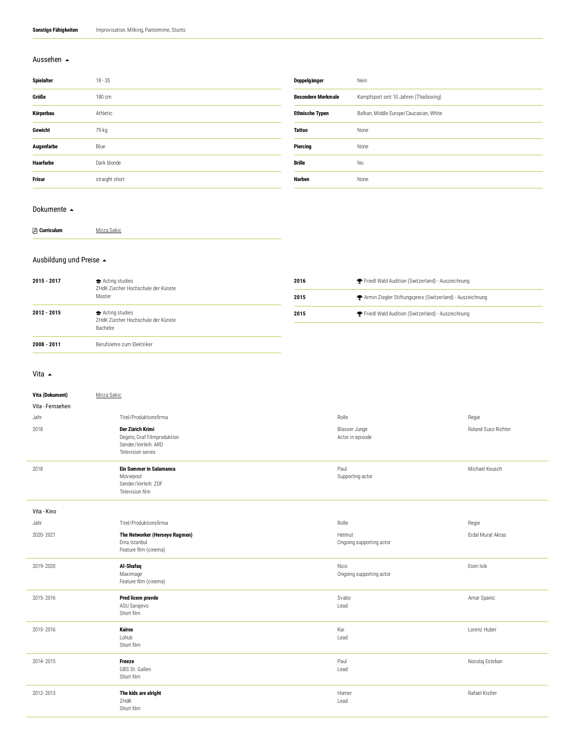| Sonstige Fähigkeiten | Improvisation, Milking, Pantomime, Stunts |
|---|---|

## Aussehen

| | |
|---|---|
| **Spielalter** | 18 - 35 |
| **Größe** | 180 cm |
| **Körperbau** | Athletic |
| **Gewicht** | 79 kg |
| **Augenfarbe** | Blue |
| **Haarfarbe** | Dark blonde |
| **Frisur** | straight short |

| | |
|---|---|
| **Doppelgänger** | Nein |
| **Besondere Merkmale** | Kampfsport seit 10 Jahren (Thaiboxing) |
| **Ethnische Typen** | Balkan, Middle Europe/Caucasian, White |
| **Tattoo** | None |
| **Piercing** | None |
| **Brille** | No |
| **Narben** | None |

## Dokumente

| | |
|---|---|
| **Curriculum** | Mirza Sakic |

## Ausbildung und Preise

| | |
|---|---|
| **2015 - 2017** | Acting studies<br>ZHdK Zürcher Hochschule der Künste<br>Master |
| **2012 - 2015** | Acting studies<br>ZHdK Zürcher Hochschule der Künste<br>Bachelor |
| **2008 - 2011** | Berufslehre zum Elektriker |

| | |
|---|---|
| **2016** | Friedl Wald Audition (Switzerland) - Auszeichnung |
| **2015** | Armin Ziegler Stiftungspreis (Switzerland) - Auszeichnung |
| **2015** | Friedl Wald Audition (Switzerland) - Auszeichnung |

## Vita

**Vita (Dokument)** Mirza Sakic

Vita - Fernsehen

| Jahr | Titel/Produktionsfirma | Rolle | Regie |
|---|---|---|---|
| 2018 | **Der Zürich Krimi**<br>Degeto, Graf Filmproduktion<br>Sender/Verleih: ARD<br>Television series | Blasser Junge<br>Actor in episode | Roland Suso Richter |
| 2018 | **Ein Sommer in Salamanca**<br>Moviepool<br>Sender/Verleih: ZDF<br>Television film | Paul<br>Supporting actor | Michael Keusch |

Vita - Kino

| Jahr | Titel/Produktionsfirma | Rolle | Regie |
|---|---|---|---|
| 2020- 2021 | **The Networker (Herseye Ragmen)**<br>Ema Istanbul<br>Feature film (cinema) | Helmut<br>Ongoing supporting actor | Erdal Murat Aktas |
| 2019- 2020 | **Al-Shafaq**<br>Maximage<br>Feature film (cinema) | Nico<br>Ongoing supporting actor | Esen Isik |
| 2015- 2016 | **Pred licem pravde**<br>ASU Sarajevo<br>Short film | Svabo<br>Lead | Amar Spanic |
| 2015- 2016 | **Kairos**<br>Lohub<br>Short film | Kai<br>Lead | Lorenz Huber |
| 2014- 2015 | **Freeze**<br>GBS St. Gallen<br>Short film | Paul<br>Lead | Nocolaj Esteban |
| 2012- 2013 | **The kids are alright**<br>ZHdK<br>Short film | Homer<br>Lead | Rafael Kistler |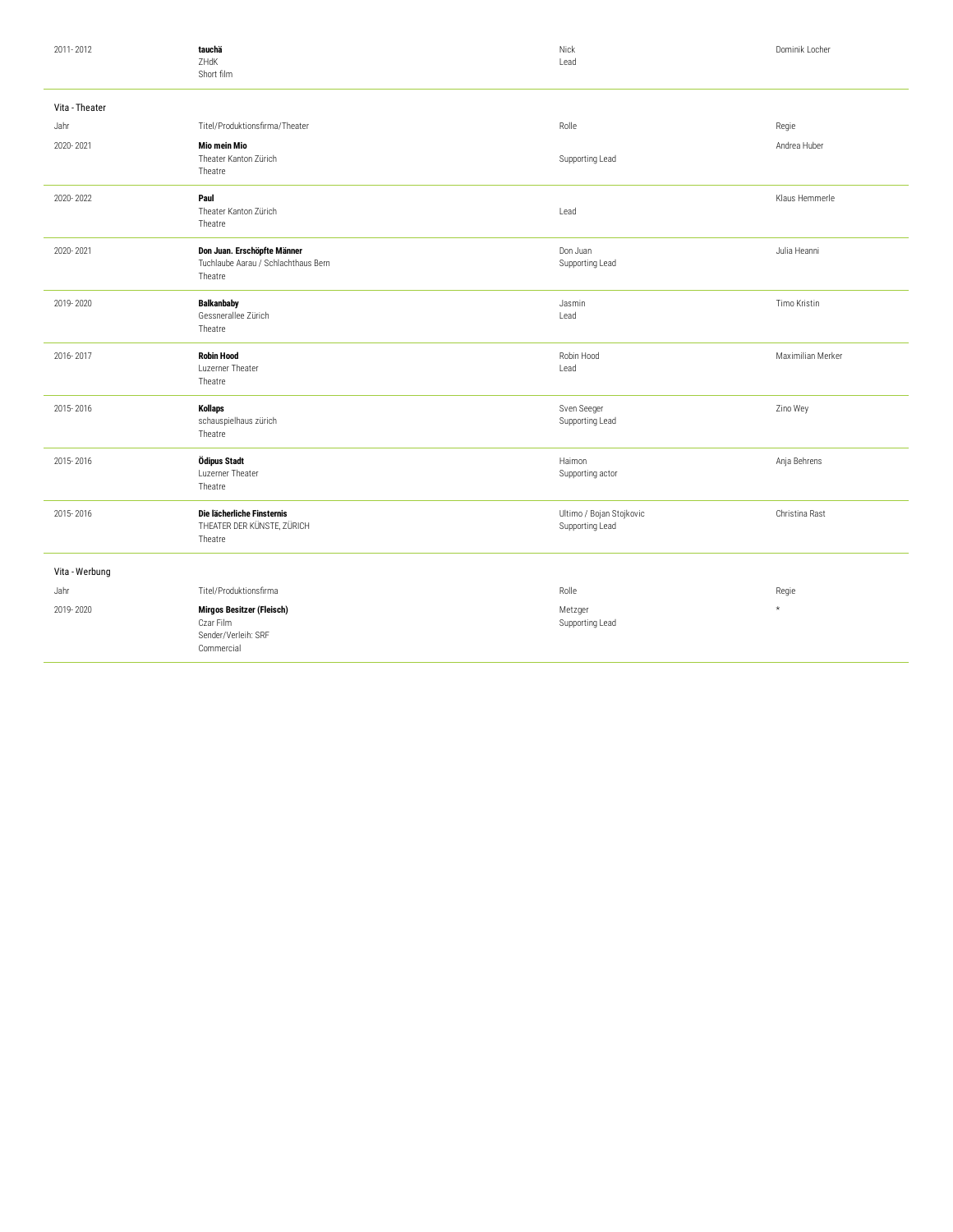| | | | |
|---|---|---|---|
| 2011- 2012 | **tauchä**<br>ZHdK<br>Short film | Nick<br>Lead | Dominik Locher |

## Vita - Theater

| Jahr | Titel/Produktionsfirma/Theater | Rolle | Regie |
|---|---|---|---|
| 2020- 2021 | **Mio mein Mio**<br>Theater Kanton Zürich<br>Theatre | Supporting Lead | Andrea Huber |
| 2020- 2022 | **Paul**<br>Theater Kanton Zürich<br>Theatre | Lead | Klaus Hemmerle |
| 2020- 2021 | **Don Juan. Erschöpfte Männer**<br>Tuchlaube Aarau / Schlachthaus Bern<br>Theatre | Don Juan<br>Supporting Lead | Julia Heanni |
| 2019- 2020 | **Balkanbaby**<br>Gessnerallee Zürich<br>Theatre | Jasmin<br>Lead | Timo Kristin |
| 2016- 2017 | **Robin Hood**<br>Luzerner Theater<br>Theatre | Robin Hood<br>Lead | Maximilian Merker |
| 2015- 2016 | **Kollaps**<br>schauspielhaus zürich<br>Theatre | Sven Seeger<br>Supporting Lead | Zino Wey |
| 2015- 2016 | **Ödipus Stadt**<br>Luzerner Theater<br>Theatre | Haimon<br>Supporting actor | Anja Behrens |
| 2015- 2016 | **Die lächerliche Finsternis**<br>THEATER DER KÜNSTE, ZÜRICH<br>Theatre | Ultimo / Bojan Stojkovic<br>Supporting Lead | Christina Rast |

## Vita - Werbung

| Jahr | Titel/Produktionsfirma | Rolle | Regie |
|---|---|---|---|
| 2019- 2020 | **Mirgos Besitzer (Fleisch)**<br>Czar Film<br>Sender/Verleih: SRF<br>Commercial | Metzger<br>Supporting Lead | * |